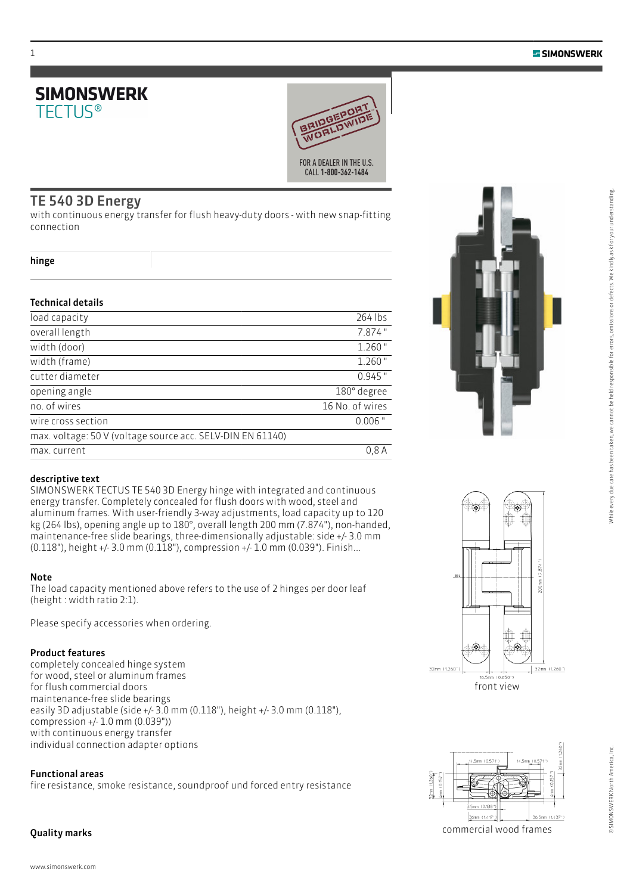# SIMONSWERK TECTUS®

FOR A DEALER IN THE U.S. CALL **1-800-362-1484**

## TE 540 3D Energy

with continuous energy transfer for flush heavy-duty doors - with new snap-fitting connection

**hinge**

### Technical details

| | |
|---|---|
| load capacity | 264 lbs |
| overall length | 7.874 " |
| width (door) | 1.260 " |
| width (frame) | 1.260 " |
| cutter diameter | 0.945 " |
| opening angle | 180° degree |
| no. of wires | 16 No. of wires |
| wire cross section | 0.006 " |
| max. voltage: 50 V (voltage source acc. SELV-DIN EN 61140) | |
| max. current | 0,8 A |

### descriptive text

SIMONSWERK TECTUS TE 540 3D Energy hinge with integrated and continuous energy transfer. Completely concealed for flush doors with wood, steel and aluminum frames. With user-friendly 3-way adjustments, load capacity up to 120 kg (264 lbs), opening angle up to 180°, overall length 200 mm (7.874"), non-handed, maintenance-free slide bearings, three-dimensionally adjustable: side +/- 3.0 mm (0.118"), height +/- 3.0 mm (0.118"), compression +/- 1.0 mm (0.039"). Finish...

### Note

The load capacity mentioned above refers to the use of 2 hinges per door leaf (height : width ratio 2:1).

Please specify accessories when ordering.

### Product features

completely concealed hinge system
for wood, steel or aluminum frames
for flush commercial doors
maintenance-free slide bearings
easily 3D adjustable (side +/- 3.0 mm (0.118"), height +/- 3.0 mm (0.118"), compression +/- 1.0 mm (0.039"))
with continuous energy transfer
individual connection adapter options

### Functional areas

fire resistance, smoke resistance, soundproof und forced entry resistance

### Quality marks

front view

commercial wood frames

While every due care has been taken, we cannot be held responsible for errors, omissions or defects. We kindly ask for your understanding.

© SIMONSWERK North America, Inc.

www.simonswerk.com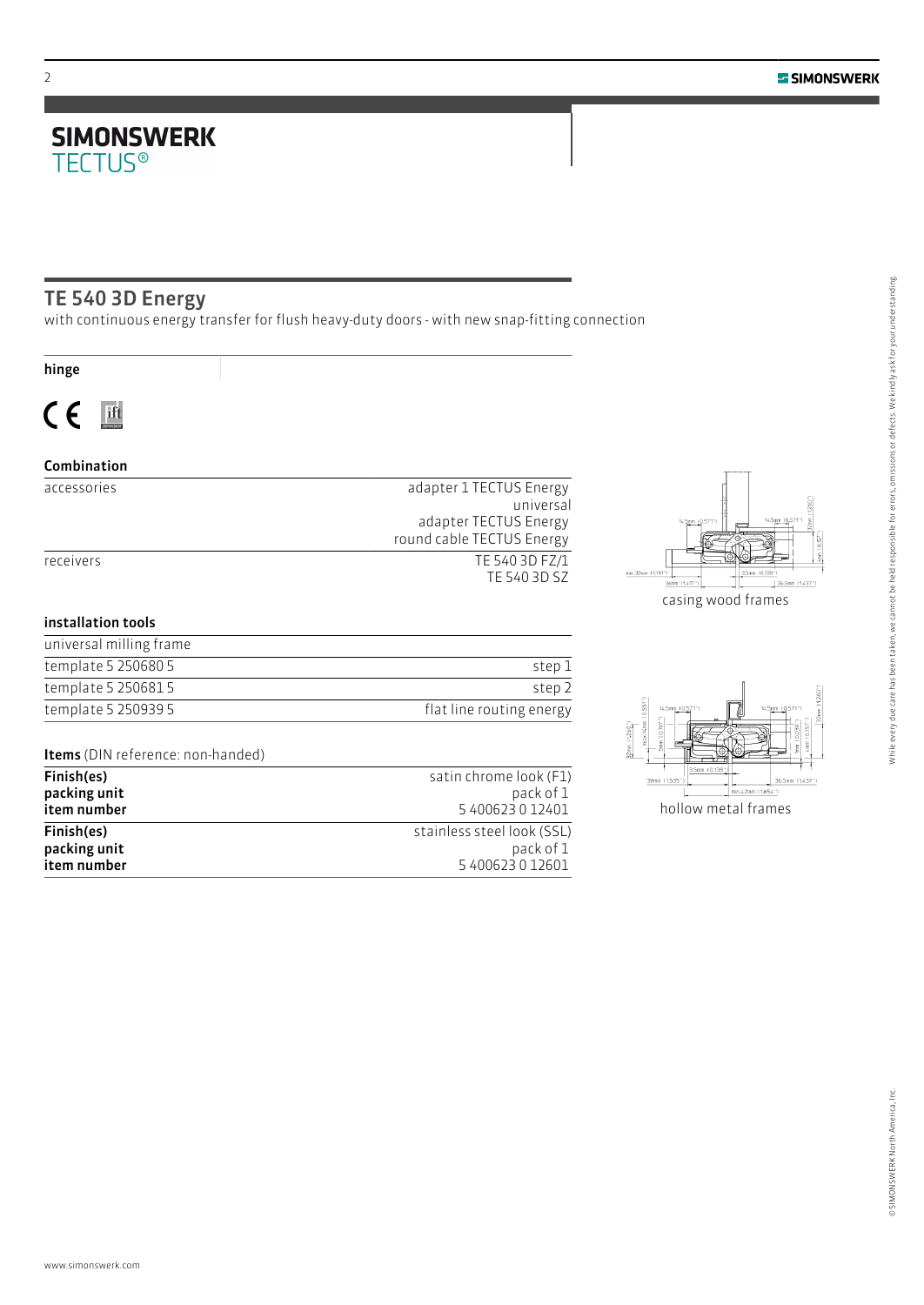# SIMONSWERK TECTUS®

## TE 540 3D Energy

with continuous energy transfer for flush heavy-duty doors - with new snap-fitting connection

### hinge

### Combination

| | |
|---|---|
| accessories | adapter 1 TECTUS Energy universal<br>adapter TECTUS Energy<br>round cable TECTUS Energy |
| receivers | TE 540 3D FZ/1<br>TE 540 3D SZ |

14.5mm (0.571")
14.5mm (0.571")
32mm (1.260")
4mm (0.157")
min.30mm (1.181")
36mm (1.417")
3.5mm (0.138")
36.5mm (1.437")

casing wood frames

### installation tools

| | |
|---|---|
| universal milling frame | |
| template 5 250680 5 | step 1 |
| template 5 250681 5 | step 2 |
| template 5 250939 5 | flat line routing energy |

14.5mm (0.571")
14.5mm (0.571")
max.14mm (0.551")
5mm (0.197")
32mm (1.260")
32mm (1.260")
1mm (0.039")
4mm (0.157")
3.5mm (0.138")
39mm (1.535")
36.5mm (1.437")
min.42mm (1.654")

hollow metal frames

### Items (DIN reference: non-handed)

| | |
|---|---|
| **Finish(es)** | satin chrome look (F1) |
| **packing unit** | pack of 1 |
| **item number** | 5 400623 0 12401 |
| **Finish(es)** | stainless steel look (SSL) |
| **packing unit** | pack of 1 |
| **item number** | 5 400623 0 12601 |

While every due care has been taken, we cannot be held responsible for errors, omissions or defects. We kindly ask for your understanding.

© SIMONSWERK North America, Inc.

www.simonswerk.com